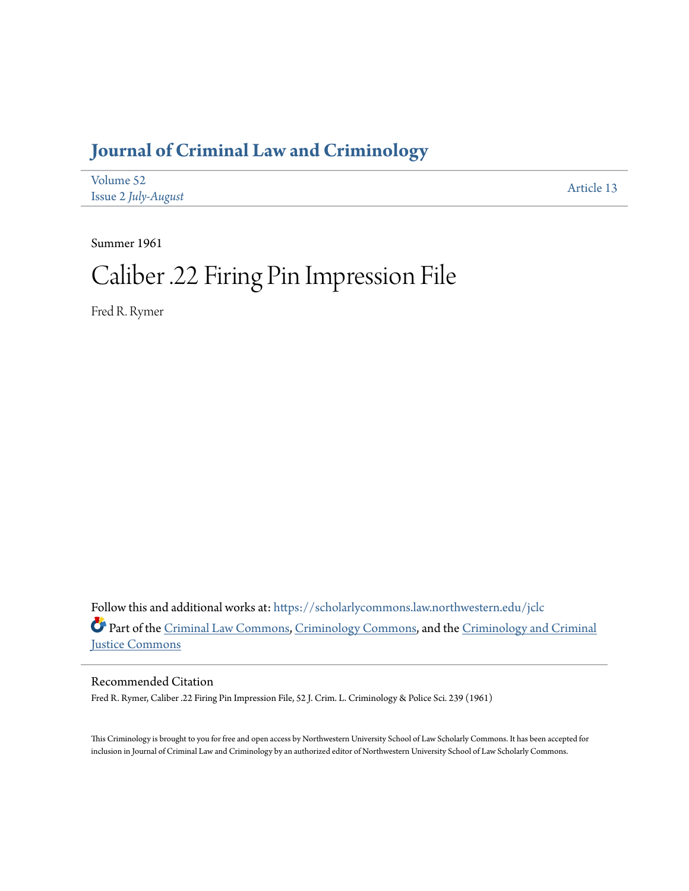# Journal of Criminal Law and Criminology

Volume 52
Issue 2 *July-August*

Article 13

Summer 1961

# Caliber .22 Firing Pin Impression File

Fred R. Rymer

Follow this and additional works at: https://scholarlycommons.law.northwestern.edu/jclc

Part of the Criminal Law Commons, Criminology Commons, and the Criminology and Criminal Justice Commons

## Recommended Citation

Fred R. Rymer, Caliber .22 Firing Pin Impression File, 52 J. Crim. L. Criminology & Police Sci. 239 (1961)

This Criminology is brought to you for free and open access by Northwestern University School of Law Scholarly Commons. It has been accepted for inclusion in Journal of Criminal Law and Criminology by an authorized editor of Northwestern University School of Law Scholarly Commons.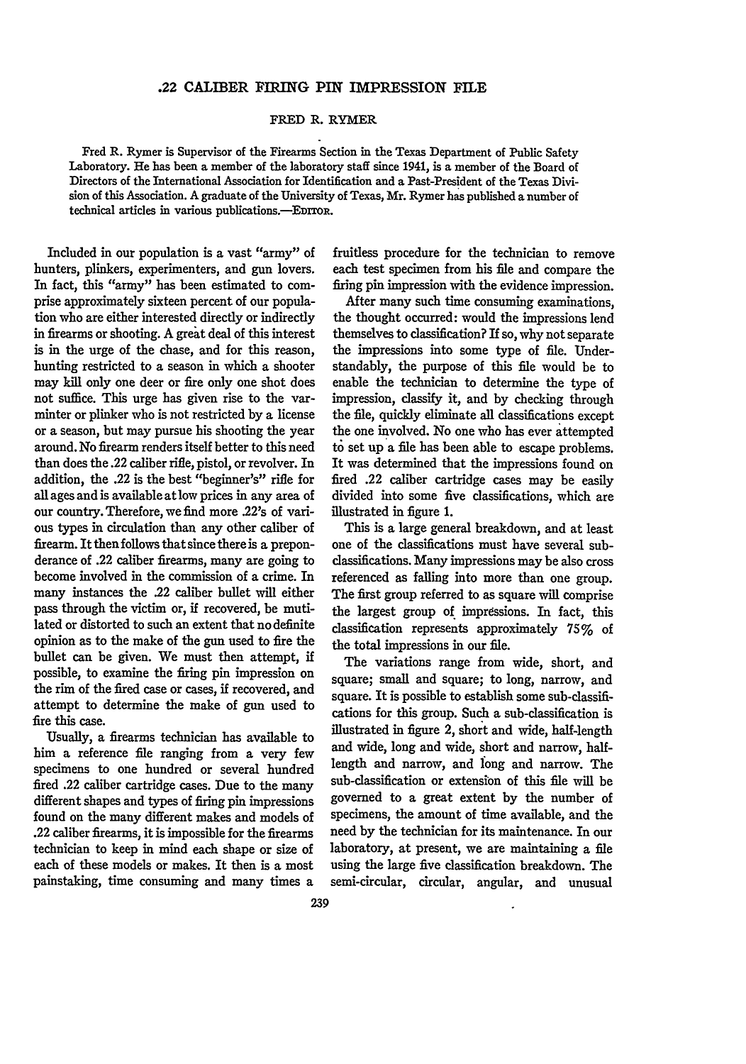# .22 CALIBER FIRING PIN IMPRESSION FILE

FRED R. RYMER

Fred R. Rymer is Supervisor of the Firearms Section in the Texas Department of Public Safety Laboratory. He has been a member of the laboratory staff since 1941, is a member of the Board of Directors of the International Association for Identification and a Past-President of the Texas Division of this Association. A graduate of the University of Texas, Mr. Rymer has published a number of technical articles in various publications.—EDITOR.

Included in our population is a vast "army" of hunters, plinkers, experimenters, and gun lovers. In fact, this "army" has been estimated to comprise approximately sixteen percent of our population who are either interested directly or indirectly in firearms or shooting. A great deal of this interest is in the urge of the chase, and for this reason, hunting restricted to a season in which a shooter may kill only one deer or fire only one shot does not suffice. This urge has given rise to the varminter or plinker who is not restricted by a license or a season, but may pursue his shooting the year around. No firearm renders itself better to this need than does the .22 caliber rifle, pistol, or revolver. In addition, the .22 is the best "beginner's" rifle for all ages and is available at low prices in any area of our country. Therefore, we find more .22's of various types in circulation than any other caliber of firearm. It then follows that since there is a preponderance of .22 caliber firearms, many are going to become involved in the commission of a crime. In many instances the .22 caliber bullet will either pass through the victim or, if recovered, be mutilated or distorted to such an extent that no definite opinion as to the make of the gun used to fire the bullet can be given. We must then attempt, if possible, to examine the firing pin impression on the rim of the fired case or cases, if recovered, and attempt to determine the make of gun used to fire this case.

Usually, a firearms technician has available to him a reference file ranging from a very few specimens to one hundred or several hundred fired .22 caliber cartridge cases. Due to the many different shapes and types of firing pin impressions found on the many different makes and models of .22 caliber firearms, it is impossible for the firearms technician to keep in mind each shape or size of each of these models or makes. It then is a most painstaking, time consuming and many times a fruitless procedure for the technician to remove each test specimen from his file and compare the firing pin impression with the evidence impression.

After many such time consuming examinations, the thought occurred: would the impressions lend themselves to classification? If so, why not separate the impressions into some type of file. Understandably, the purpose of this file would be to enable the technician to determine the type of impression, classify it, and by checking through the file, quickly eliminate all classifications except the one involved. No one who has ever attempted to set up a file has been able to escape problems. It was determined that the impressions found on fired .22 caliber cartridge cases may be easily divided into some five classifications, which are illustrated in figure 1.

This is a large general breakdown, and at least one of the classifications must have several sub-classifications. Many impressions may be also cross referenced as falling into more than one group. The first group referred to as square will comprise the largest group of impressions. In fact, this classification represents approximately 75% of the total impressions in our file.

The variations range from wide, short, and square; small and square; to long, narrow, and square. It is possible to establish some sub-classifications for this group. Such a sub-classification is illustrated in figure 2, short and wide, half-length and wide, long and wide, short and narrow, half-length and narrow, and long and narrow. The sub-classification or extension of this file will be governed to a great extent by the number of specimens, the amount of time available, and the need by the technician for its maintenance. In our laboratory, at present, we are maintaining a file using the large five classification breakdown. The semi-circular, circular, angular, and unusual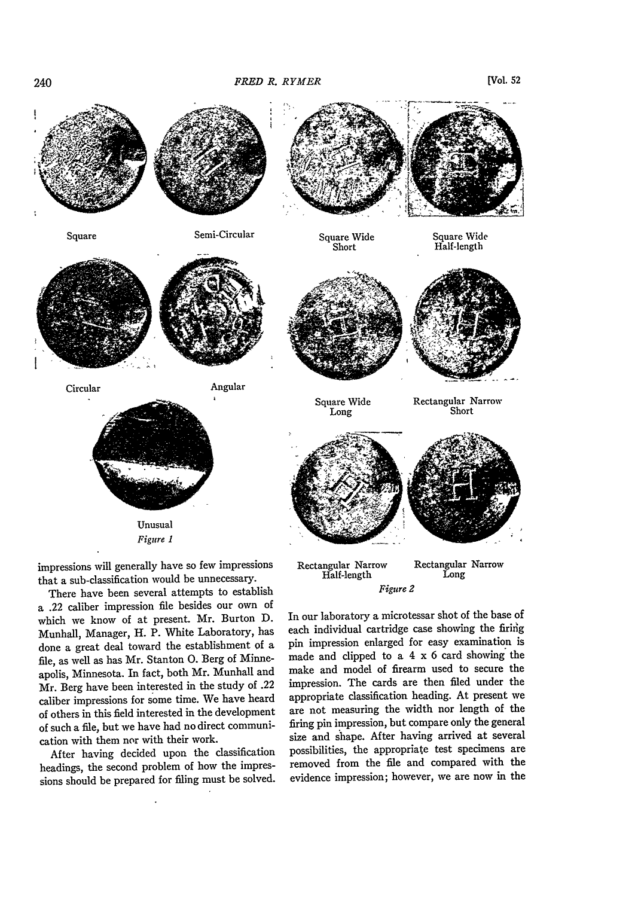Square

Semi-Circular

Circular

Angular

Unusual

*Figure 1*

Square Wide Short

Square Wide Half-length

Square Wide Long

Rectangular Narrow Short

Rectangular Narrow Half-length

Rectangular Narrow Long

*Figure 2*

impressions will generally have so few impressions that a sub-classification would be unnecessary.

There have been several attempts to establish a .22 caliber impression file besides our own of which we know of at present. Mr. Burton D. Munhall, Manager, H. P. White Laboratory, has done a great deal toward the establishment of a file, as well as has Mr. Stanton O. Berg of Minneapolis, Minnesota. In fact, both Mr. Munhall and Mr. Berg have been interested in the study of .22 caliber impressions for some time. We have heard of others in this field interested in the development of such a file, but we have had no direct communication with them nor with their work.

After having decided upon the classification headings, the second problem of how the impressions should be prepared for filing must be solved. In our laboratory a microtessar shot of the base of each individual cartridge case showing the firing pin impression enlarged for easy examination is made and clipped to a 4 x 6 card showing the make and model of firearm used to secure the impression. The cards are then filed under the appropriate classification heading. At present we are not measuring the width nor length of the firing pin impression, but compare only the general size and shape. After having arrived at several possibilities, the appropriate test specimens are removed from the file and compared with the evidence impression; however, we are now in the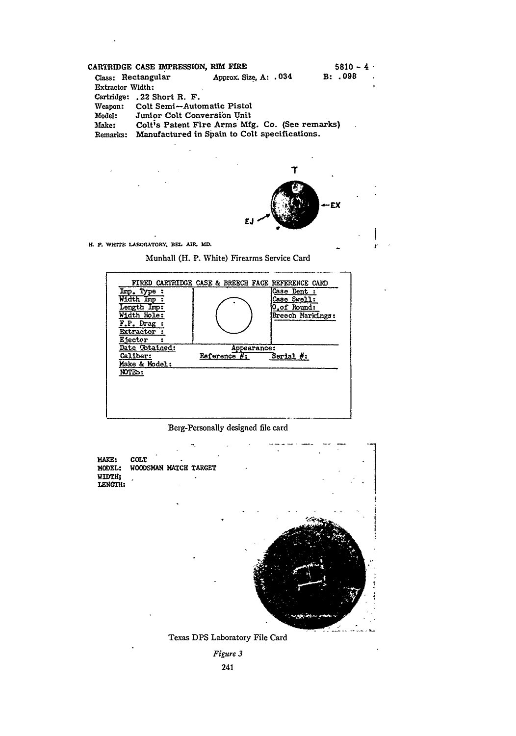CARTRIDGE CASE IMPRESSION, RIM FIRE 5810 - 4

Class: Rectangular Approx. Size, A: .034 B: .098

Extractor Width:

Cartridge: .22 Short R. F.

Weapon: Colt Semi-Automatic Pistol

Model: Junior Colt Conversion Unit

Make: Colt's Patent Fire Arms Mfg. Co. (See remarks)

Remarks: Manufactured in Spain to Colt specifications.

T

EJ

EX

H. P. WHITE LABORATORY, BEL AIR, MD.

Munhall (H. P. White) Firearms Service Card

FIRED CARTRIDGE CASE & BREECH FACE REFERENCE CARD

| Imp. Type :<br>Width Imp :<br>Length Imp:<br>Width Hole:<br>F.P. Drag :<br>Extractor :<br>Ejector : | | Case Dent :<br>Case Swell:<br>O.of Round:<br>Breech Markings: |
|---|---|---|

Date Obtained: Appearance:

Caliber: Reference #: Serial #:

Make & Model:

NOTES:

Berg-Personally designed file card

MAKE: COLT

MODEL: WOODSMAN MATCH TARGET

WIDTH;

LENGTH:

Texas DPS Laboratory File Card

*Figure 3*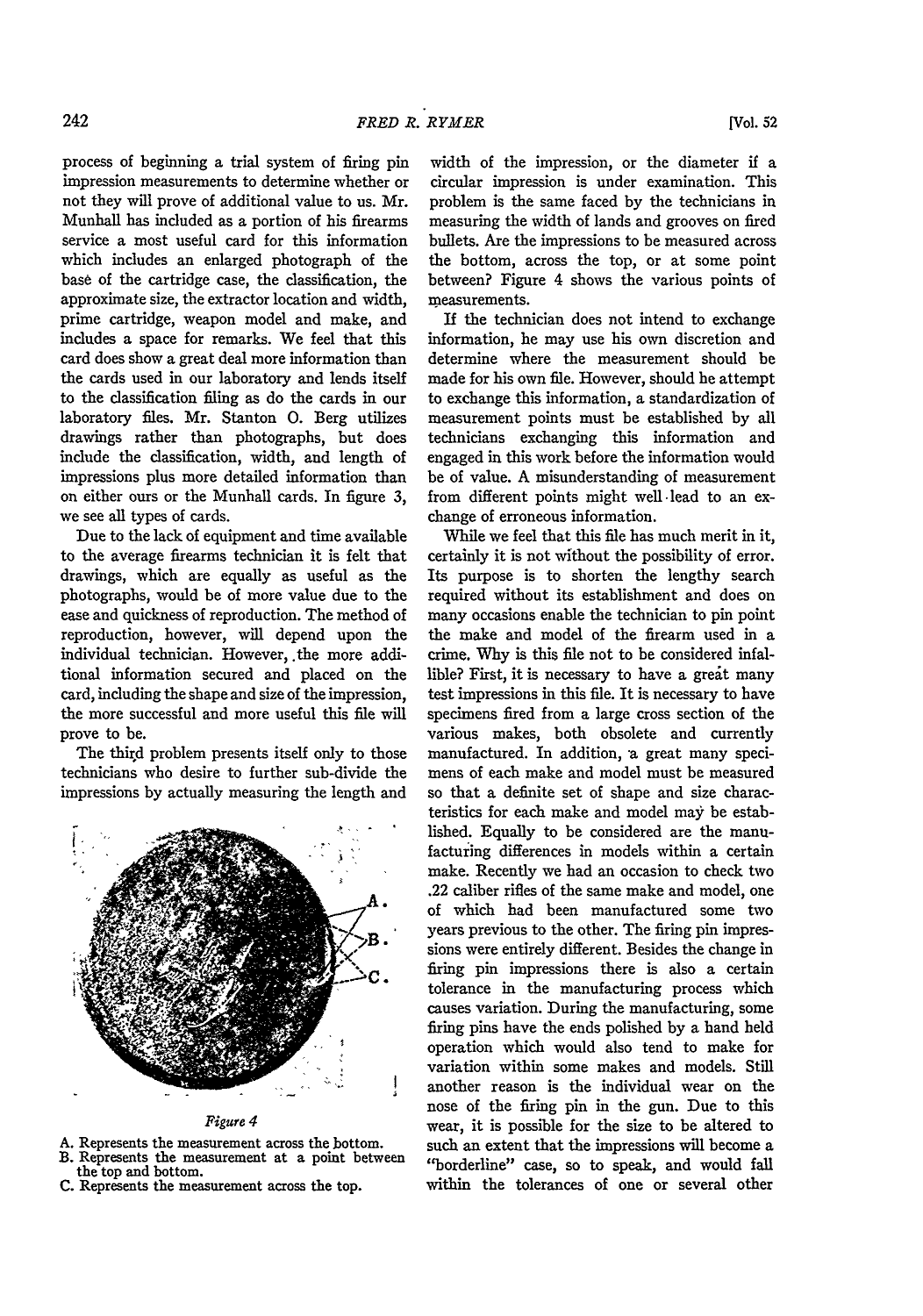process of beginning a trial system of firing pin impression measurements to determine whether or not they will prove of additional value to us. Mr. Munhall has included as a portion of his firearms service a most useful card for this information which includes an enlarged photograph of the base of the cartridge case, the classification, the approximate size, the extractor location and width, prime cartridge, weapon model and make, and includes a space for remarks. We feel that this card does show a great deal more information than the cards used in our laboratory and lends itself to the classification filing as do the cards in our laboratory files. Mr. Stanton O. Berg utilizes drawings rather than photographs, but does include the classification, width, and length of impressions plus more detailed information than on either ours or the Munhall cards. In figure 3, we see all types of cards.

Due to the lack of equipment and time available to the average firearms technician it is felt that drawings, which are equally as useful as the photographs, would be of more value due to the ease and quickness of reproduction. The method of reproduction, however, will depend upon the individual technician. However, the more additional information secured and placed on the card, including the shape and size of the impression, the more successful and more useful this file will prove to be.

The third problem presents itself only to those technicians who desire to further sub-divide the impressions by actually measuring the length and width of the impression, or the diameter if a circular impression is under examination. This problem is the same faced by the technicians in measuring the width of lands and grooves on fired bullets. Are the impressions to be measured across the bottom, across the top, or at some point between? Figure 4 shows the various points of measurements.

*Figure 4*

A. Represents the measurement across the bottom.
B. Represents the measurement at a point between the top and bottom.
C. Represents the measurement across the top.

If the technician does not intend to exchange information, he may use his own discretion and determine where the measurement should be made for his own file. However, should he attempt to exchange this information, a standardization of measurement points must be established by all technicians exchanging this information and engaged in this work before the information would be of value. A misunderstanding of measurement from different points might well lead to an exchange of erroneous information.

While we feel that this file has much merit in it, certainly it is not without the possibility of error. Its purpose is to shorten the lengthy search required without its establishment and does on many occasions enable the technician to pin point the make and model of the firearm used in a crime. Why is this file not to be considered infallible? First, it is necessary to have a great many test impressions in this file. It is necessary to have specimens fired from a large cross section of the various makes, both obsolete and currently manufactured. In addition, a great many specimens of each make and model must be measured so that a definite set of shape and size characteristics for each make and model may be established. Equally to be considered are the manufacturing differences in models within a certain make. Recently we had an occasion to check two .22 caliber rifles of the same make and model, one of which had been manufactured some two years previous to the other. The firing pin impressions were entirely different. Besides the change in firing pin impressions there is also a certain tolerance in the manufacturing process which causes variation. During the manufacturing, some firing pins have the ends polished by a hand held operation which would also tend to make for variation within some makes and models. Still another reason is the individual wear on the nose of the firing pin in the gun. Due to this wear, it is possible for the size to be altered to such an extent that the impressions will become a "borderline" case, so to speak, and would fall within the tolerances of one or several other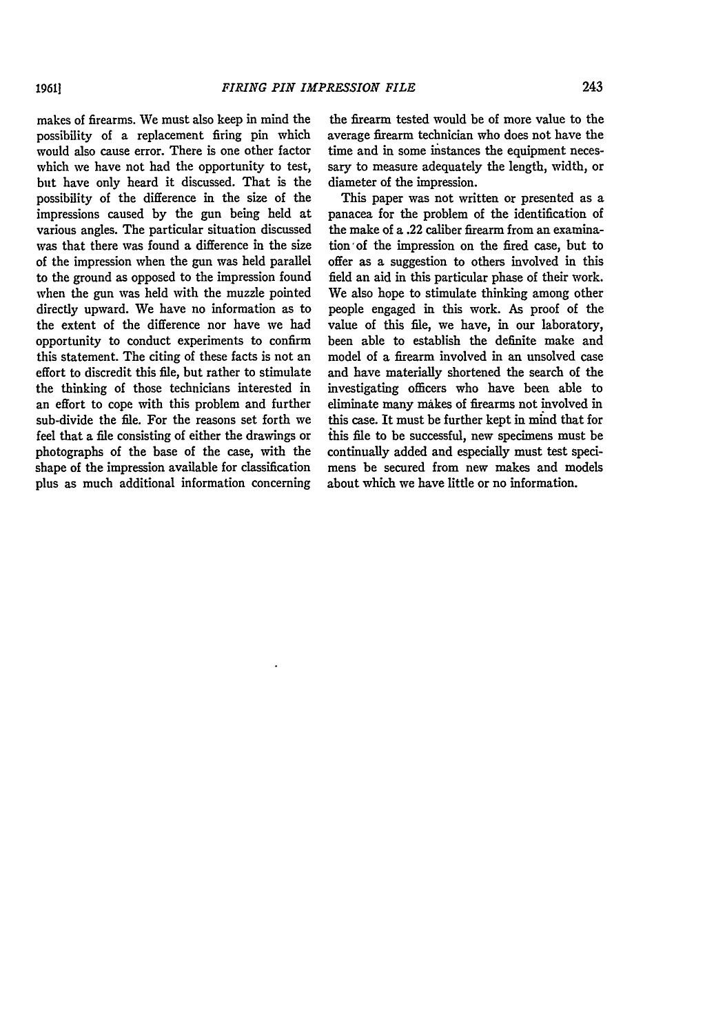makes of firearms. We must also keep in mind the possibility of a replacement firing pin which would also cause error. There is one other factor which we have not had the opportunity to test, but have only heard it discussed. That is the possibility of the difference in the size of the impressions caused by the gun being held at various angles. The particular situation discussed was that there was found a difference in the size of the impression when the gun was held parallel to the ground as opposed to the impression found when the gun was held with the muzzle pointed directly upward. We have no information as to the extent of the difference nor have we had opportunity to conduct experiments to confirm this statement. The citing of these facts is not an effort to discredit this file, but rather to stimulate the thinking of those technicians interested in an effort to cope with this problem and further sub-divide the file. For the reasons set forth we feel that a file consisting of either the drawings or photographs of the base of the case, with the shape of the impression available for classification plus as much additional information concerning the firearm tested would be of more value to the average firearm technician who does not have the time and in some instances the equipment necessary to measure adequately the length, width, or diameter of the impression.

This paper was not written or presented as a panacea for the problem of the identification of the make of a .22 caliber firearm from an examination of the impression on the fired case, but to offer as a suggestion to others involved in this field an aid in this particular phase of their work. We also hope to stimulate thinking among other people engaged in this work. As proof of the value of this file, we have, in our laboratory, been able to establish the definite make and model of a firearm involved in an unsolved case and have materially shortened the search of the investigating officers who have been able to eliminate many makes of firearms not involved in this case. It must be further kept in mind that for this file to be successful, new specimens must be continually added and especially must test specimens be secured from new makes and models about which we have little or no information.